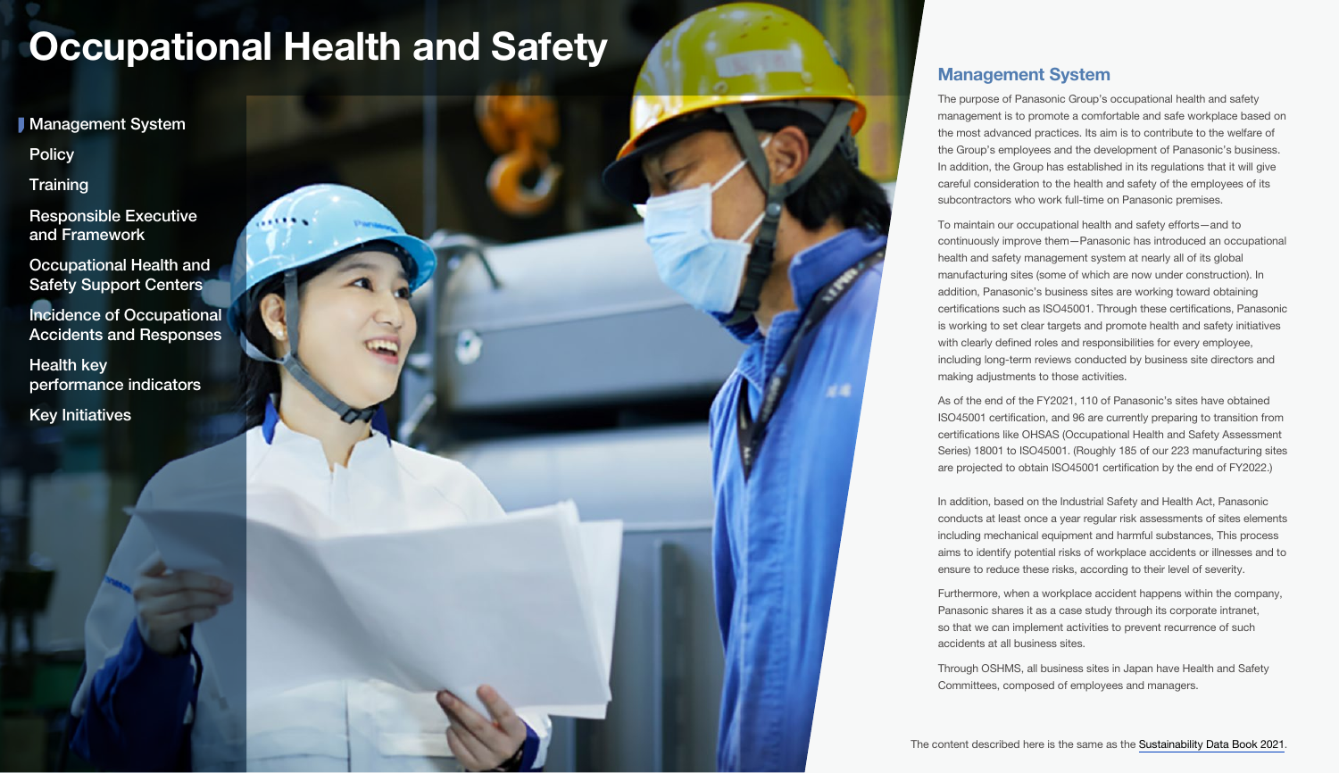# Occupational Health and Safety

- Management System
- Policy
- Training
- Responsible Executive and Framework
- Occupational Health and Safety Support Centers
- Incidence of Occupational Accidents and Responses
- Health key performance indicators
- Key Initiatives

## Management System

The purpose of Panasonic Group's occupational health and safety management is to promote a comfortable and safe workplace based on the most advanced practices. Its aim is to contribute to the welfare of the Group's employees and the development of Panasonic's business. In addition, the Group has established in its regulations that it will give careful consideration to the health and safety of the employees of its subcontractors who work full-time on Panasonic premises.

To maintain our occupational health and safety efforts—and to continuously improve them—Panasonic has introduced an occupational health and safety management system at nearly all of its global manufacturing sites (some of which are now under construction). In addition, Panasonic's business sites are working toward obtaining certifications such as ISO45001. Through these certifications, Panasonic is working to set clear targets and promote health and safety initiatives with clearly defined roles and responsibilities for every employee, including long-term reviews conducted by business site directors and making adjustments to those activities.

As of the end of the FY2021, 110 of Panasonic's sites have obtained ISO45001 certification, and 96 are currently preparing to transition from certifications like OHSAS (Occupational Health and Safety Assessment Series) 18001 to ISO45001. (Roughly 185 of our 223 manufacturing sites are projected to obtain ISO45001 certification by the end of FY2022.)

In addition, based on the Industrial Safety and Health Act, Panasonic conducts at least once a year regular risk assessments of sites elements including mechanical equipment and harmful substances, This process aims to identify potential risks of workplace accidents or illnesses and to ensure to reduce these risks, according to their level of severity.

Furthermore, when a workplace accident happens within the company, Panasonic shares it as a case study through its corporate intranet, so that we can implement activities to prevent recurrence of such accidents at all business sites.

Through OSHMS, all business sites in Japan have Health and Safety Committees, composed of employees and managers.

The content described here is the same as the Sustainability Data Book 2021.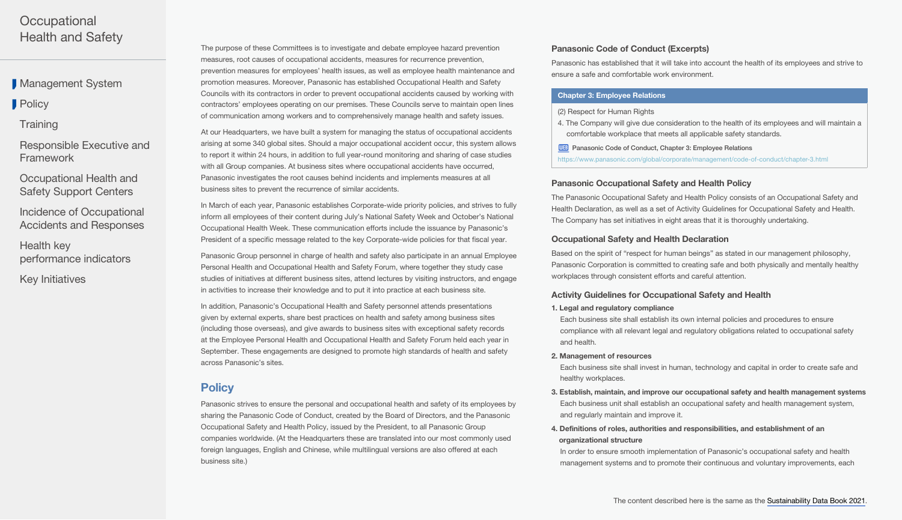The purpose of these Committees is to investigate and debate employee hazard prevention measures, root causes of occupational accidents, measures for recurrence prevention, prevention measures for employees' health issues, as well as employee health maintenance and promotion measures. Moreover, Panasonic has established Occupational Health and Safety Councils with its contractors in order to prevent occupational accidents caused by working with contractors' employees operating on our premises. These Councils serve to maintain open lines of communication among workers and to comprehensively manage health and safety issues.

At our Headquarters, we have built a system for managing the status of occupational accidents arising at some 340 global sites. Should a major occupational accident occur, this system allows to report it within 24 hours, in addition to full year-round monitoring and sharing of case studies with all Group companies. At business sites where occupational accidents have occurred, Panasonic investigates the root causes behind incidents and implements measures at all business sites to prevent the recurrence of similar accidents.

In March of each year, Panasonic establishes Corporate-wide priority policies, and strives to fully inform all employees of their content during July's National Safety Week and October's National Occupational Health Week. These communication efforts include the issuance by Panasonic's President of a specific message related to the key Corporate-wide policies for that fiscal year.

Panasonic Group personnel in charge of health and safety also participate in an annual Employee Personal Health and Occupational Health and Safety Forum, where together they study case studies of initiatives at different business sites, attend lectures by visiting instructors, and engage in activities to increase their knowledge and to put it into practice at each business site.

In addition, Panasonic's Occupational Health and Safety personnel attends presentations given by external experts, share best practices on health and safety among business sites (including those overseas), and give awards to business sites with exceptional safety records at the Employee Personal Health and Occupational Health and Safety Forum held each year in September. These engagements are designed to promote high standards of health and safety across Panasonic's sites.

## Policy

Panasonic strives to ensure the personal and occupational health and safety of its employees by sharing the Panasonic Code of Conduct, created by the Board of Directors, and the Panasonic Occupational Safety and Health Policy, issued by the President, to all Panasonic Group companies worldwide. (At the Headquarters these are translated into our most commonly used foreign languages, English and Chinese, while multilingual versions are also offered at each business site.)

### Panasonic Code of Conduct (Excerpts)

Panasonic has established that it will take into account the health of its employees and strive to ensure a safe and comfortable work environment.

**Chapter 3: Employee Relations**

(2) Respect for Human Rights

4. The Company will give due consideration to the health of its employees and will maintain a comfortable workplace that meets all applicable safety standards.

WEB Panasonic Code of Conduct, Chapter 3: Employee Relations

https://www.panasonic.com/global/corporate/management/code-of-conduct/chapter-3.html

### Panasonic Occupational Safety and Health Policy

The Panasonic Occupational Safety and Health Policy consists of an Occupational Safety and Health Declaration, as well as a set of Activity Guidelines for Occupational Safety and Health. The Company has set initiatives in eight areas that it is thoroughly undertaking.

### Occupational Safety and Health Declaration

Based on the spirit of "respect for human beings" as stated in our management philosophy, Panasonic Corporation is committed to creating safe and both physically and mentally healthy workplaces through consistent efforts and careful attention.

### Activity Guidelines for Occupational Safety and Health

**1. Legal and regulatory compliance**

Each business site shall establish its own internal policies and procedures to ensure compliance with all relevant legal and regulatory obligations related to occupational safety and health.

**2. Management of resources**

Each business site shall invest in human, technology and capital in order to create safe and healthy workplaces.

**3. Establish, maintain, and improve our occupational safety and health management systems**

Each business unit shall establish an occupational safety and health management system, and regularly maintain and improve it.

**4. Definitions of roles, authorities and responsibilities, and establishment of an organizational structure**

In order to ensure smooth implementation of Panasonic's occupational safety and health management systems and to promote their continuous and voluntary improvements, each

The content described here is the same as the Sustainability Data Book 2021.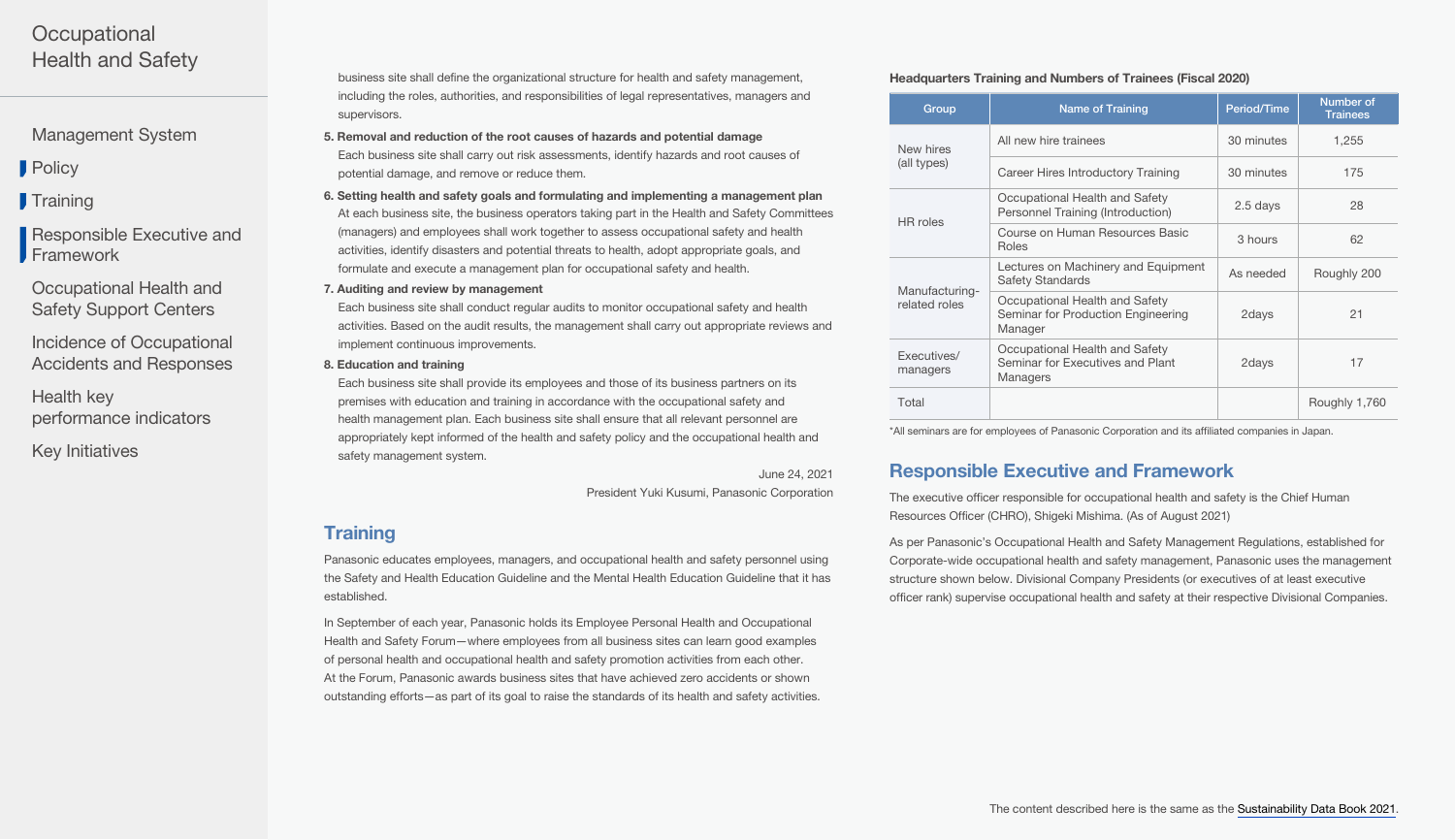business site shall define the organizational structure for health and safety management, including the roles, authorities, and responsibilities of legal representatives, managers and supervisors.

**5. Removal and reduction of the root causes of hazards and potential damage**

Each business site shall carry out risk assessments, identify hazards and root causes of potential damage, and remove or reduce them.

**6. Setting health and safety goals and formulating and implementing a management plan**

At each business site, the business operators taking part in the Health and Safety Committees (managers) and employees shall work together to assess occupational safety and health activities, identify disasters and potential threats to health, adopt appropriate goals, and formulate and execute a management plan for occupational safety and health.

**7. Auditing and review by management**

Each business site shall conduct regular audits to monitor occupational safety and health activities. Based on the audit results, the management shall carry out appropriate reviews and implement continuous improvements.

**8. Education and training**

Each business site shall provide its employees and those of its business partners on its premises with education and training in accordance with the occupational safety and health management plan. Each business site shall ensure that all relevant personnel are appropriately kept informed of the health and safety policy and the occupational health and safety management system.

June 24, 2021

President Yuki Kusumi, Panasonic Corporation

## Training

Panasonic educates employees, managers, and occupational health and safety personnel using the Safety and Health Education Guideline and the Mental Health Education Guideline that it has established.

In September of each year, Panasonic holds its Employee Personal Health and Occupational Health and Safety Forum—where employees from all business sites can learn good examples of personal health and occupational health and safety promotion activities from each other. At the Forum, Panasonic awards business sites that have achieved zero accidents or shown outstanding efforts—as part of its goal to raise the standards of its health and safety activities.

**Headquarters Training and Numbers of Trainees (Fiscal 2020)**

| Group | Name of Training | Period/Time | Number of Trainees |
| --- | --- | --- | --- |
| New hires (all types) | All new hire trainees | 30 minutes | 1,255 |
| | Career Hires Introductory Training | 30 minutes | 175 |
| HR roles | Occupational Health and Safety Personnel Training (Introduction) | 2.5 days | 28 |
| | Course on Human Resources Basic Roles | 3 hours | 62 |
| Manufacturing-related roles | Lectures on Machinery and Equipment Safety Standards | As needed | Roughly 200 |
| | Occupational Health and Safety Seminar for Production Engineering Manager | 2days | 21 |
| Executives/ managers | Occupational Health and Safety Seminar for Executives and Plant Managers | 2days | 17 |
| Total | | | Roughly 1,760 |

*All seminars are for employees of Panasonic Corporation and its affiliated companies in Japan.

## Responsible Executive and Framework

The executive officer responsible for occupational health and safety is the Chief Human Resources Officer (CHRO), Shigeki Mishima. (As of August 2021)

As per Panasonic's Occupational Health and Safety Management Regulations, established for Corporate-wide occupational health and safety management, Panasonic uses the management structure shown below. Divisional Company Presidents (or executives of at least executive officer rank) supervise occupational health and safety at their respective Divisional Companies.

The content described here is the same as the Sustainability Data Book 2021.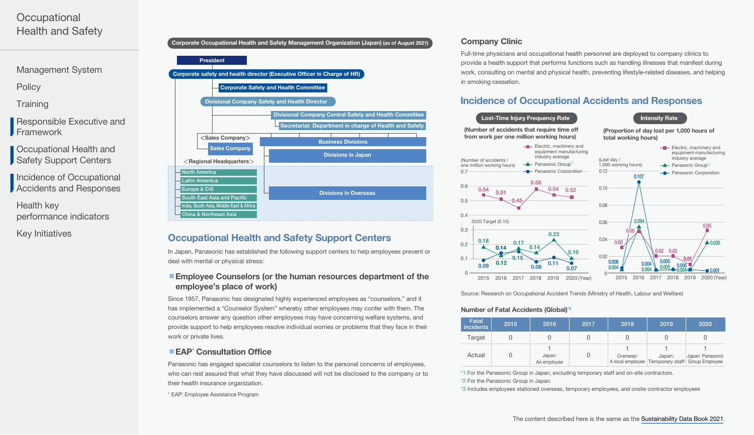Occupational Health and Safety

- Management System
- Policy
- Training
- Responsible Executive and Framework
- Occupational Health and Safety Support Centers
- Incidence of Occupational Accidents and Responses
- Health key performance indicators
- Key Initiatives

**Corporate Occupational Health and Safety Management Organization (Japan)** (as of August 2021)

- President
- Corporate safety and health director (Executive Officer in Charge of HR)
  - Corporate Safety and Health Committee
- Divisional Company Safety and Health Director
  - Divisional Company Central Safety and Health Committee
  - Secretariat; Department in charge of Health and Safety
- <Sales Company>
  - Sales Company
- Business Divisions
  - Divisions in Japan
  - Divisions in Overseas
- <Regional Headquarters>
  - North America
  - Latin America
  - Europe & CIS
  - South East Asia and Pacific
  - India, South Asia, Middle East & Africa
  - China & Northeast Asia

## Occupational Health and Safety Support Centers

In Japan, Panasonic has established the following support centers to help employees prevent or deal with mental or physical stress:

### Employee Counselors (or the human resources department of the employee's place of work)

Since 1957, Panasonic has designated highly experienced employees as "counselors," and it has implemented a "Counselor System" whereby other employees may confer with them. The counselors answer any question other employees may have concerning welfare systems, and provide support to help employees resolve individual worries or problems that they face in their work or private lives.

### EAP* Consultation Office

Panasonic has engaged specialist counselors to listen to the personal concerns of employees, who can rest assured that what they have discussed will not be disclosed to the company or to their health insurance organization.

* EAP: Employee Assistance Program

### Company Clinic

Full-time physicians and occupational health personnel are deployed to company clinics to provide a health support that performs functions such as handling illnesses that manifest during work, consulting on mental and physical health, preventing lifestyle-related diseases, and helping in smoking cessation.

## Incidence of Occupational Accidents and Responses

**Lost-Time Injury Frequency Rate**[*1]

(Number of accidents that require time off from work per one million working hours)

(Number of accidents / one million working hours)

| | 2015 | 2016 | 2017 | 2018 | 2019 | 2020 |
|---|---|---|---|---|---|---|
| Electric, machinery and equipment manufacturing industry average | 0.54 | 0.51 | 0.45 | 0.58 | 0.54 | 0.52 |
| Panasonic Group[*2] | 0.18 | 0.12 | 0.17 | 0.14 | 0.23 | 0.10 |
| Panasonic Corporation | 0.09 | 0.14 | 0.15 | 0.08 | 0.11 | 0.07 |

2020 Target (0.10)

**Intensity Rate**[*1]

(Proportion of day lost per 1,000 hours of total working hours)

(Lost day / 1,000 working hours)

| | 2015 | 2016 | 2017 | 2018 | 2019 | 2020 |
|---|---|---|---|---|---|---|
| Electric, machinery and equipment manufacturing industry average | 0.03 | 0.05 | 0.02 | 0.02 | 0.01 | 0.05 |
| Panasonic Group[*2] | 0.004 | 0.054 | 0.004 | 0.005 | 0.004 | 0.035 |
| Panasonic Corporation | 0.006 | 0.107 | 0.004 | 0.005 | 0.005 | 0.001 |

Source: Research on Occupational Accident Trends (Ministry of Health, Labour and Welfare)

**Number of Fatal Accidents (Global)**[*3]

| Fatal incidents | 2015 | 2016 | 2017 | 2018 | 2019 | 2020 |
|---|---|---|---|---|---|---|
| Target | 0 | 0 | 0 | 0 | 0 | 0 |
| Actual | 0 | 1 Japan: An employee | 0 | 1 Overseas: A local employee | 1 Japan: Temporary staff | 1 Japan: Panasonic Group Employee |

*1 For the Panasonic Group in Japan, excluding temporary staff and on-site contractors.
*2 For the Panasonic Group in Japan.
*3 Includes employees stationed overseas, temporary employees, and onsite contractor employees

The content described here is the same as the Sustainability Data Book 2021.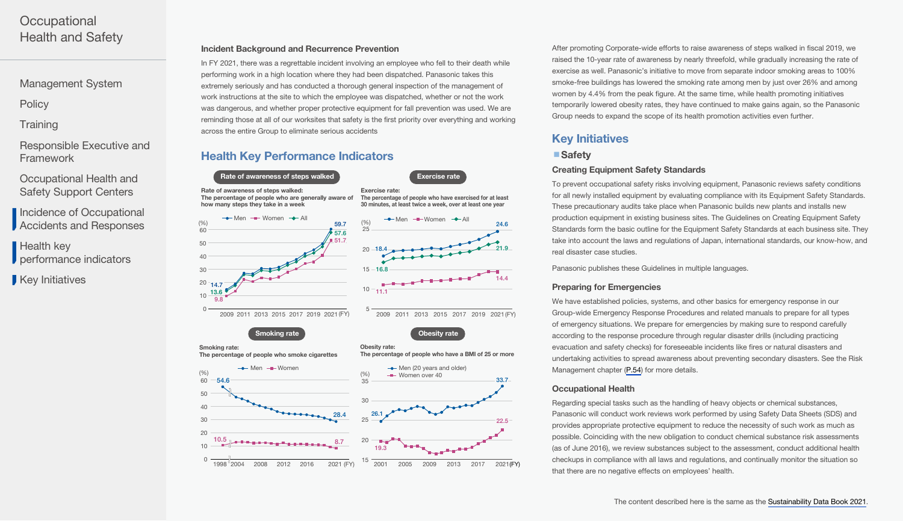### Incident Background and Recurrence Prevention

In FY 2021, there was a regrettable incident involving an employee who fell to their death while performing work in a high location where they had been dispatched. Panasonic takes this extremely seriously and has conducted a thorough general inspection of the management of work instructions at the site to which the employee was dispatched, whether or not the work was dangerous, and whether proper protective equipment for fall prevention was used. We are reminding those at all of our worksites that safety is the first priority over everything and working across the entire Group to eliminate serious accidents

## Health Key Performance Indicators

**Rate of awareness of steps walked**

**Rate of awareness of steps walked:**
**The percentage of people who are generally aware of how many steps they take in a week**

Men: 14.7 (2009) → 59.7 (2021); Women: 9.8 (2009) → 51.7 (2021); All: 13.6 (2009) → 57.6 (2021)

**Exercise rate**

**Exercise rate:**
**The percentage of people who have exercised for at least 30 minutes, at least twice a week, over at least one year**

Men: 18.4 (2009) → 24.6 (2021); Women: 11.1 (2009) → 14.4 (2021); All: 16.8 (2009) → 21.9 (2021)

**Smoking rate**

**Smoking rate:**
**The percentage of people who smoke cigarettes**

Men: 54.6 (1998) → 28.4 (2021); Women: 10.5 (1998) → 8.7 (2021)

**Obesity rate**

**Obesity rate:**
**The percentage of people who have a BMI of 25 or more**

Men (20 years and older): 26.1 (2001) → 33.7 (2021); Women over 40: 19.3 (2001) → 22.5 (2021)

After promoting Corporate-wide efforts to raise awareness of steps walked in fiscal 2019, we raised the 10-year rate of awareness by nearly threefold, while gradually increasing the rate of exercise as well. Panasonic's initiative to move from separate indoor smoking areas to 100% smoke-free buildings has lowered the smoking rate among men by just over 26% and among women by 4.4% from the peak figure. At the same time, while health promoting initiatives temporarily lowered obesity rates, they have continued to make gains again, so the Panasonic Group needs to expand the scope of its health promotion activities even further.

## Key Initiatives

### Safety

#### Creating Equipment Safety Standards

To prevent occupational safety risks involving equipment, Panasonic reviews safety conditions for all newly installed equipment by evaluating compliance with its Equipment Safety Standards. These precautionary audits take place when Panasonic builds new plants and installs new production equipment in existing business sites. The Guidelines on Creating Equipment Safety Standards form the basic outline for the Equipment Safety Standards at each business site. They take into account the laws and regulations of Japan, international standards, our know-how, and real disaster case studies.

Panasonic publishes these Guidelines in multiple languages.

#### Preparing for Emergencies

We have established policies, systems, and other basics for emergency response in our Group-wide Emergency Response Procedures and related manuals to prepare for all types of emergency situations. We prepare for emergencies by making sure to respond carefully according to the response procedure through regular disaster drills (including practicing evacuation and safety checks) for foreseeable incidents like fires or natural disasters and undertaking activities to spread awareness about preventing secondary disasters. See the Risk Management chapter (P.54) for more details.

#### Occupational Health

Regarding special tasks such as the handling of heavy objects or chemical substances, Panasonic will conduct work reviews work performed by using Safety Data Sheets (SDS) and provides appropriate protective equipment to reduce the necessity of such work as much as possible. Coinciding with the new obligation to conduct chemical substance risk assessments (as of June 2016), we review substances subject to the assessment, conduct additional health checkups in compliance with all laws and regulations, and continually monitor the situation so that there are no negative effects on employees' health.

The content described here is the same as the Sustainability Data Book 2021.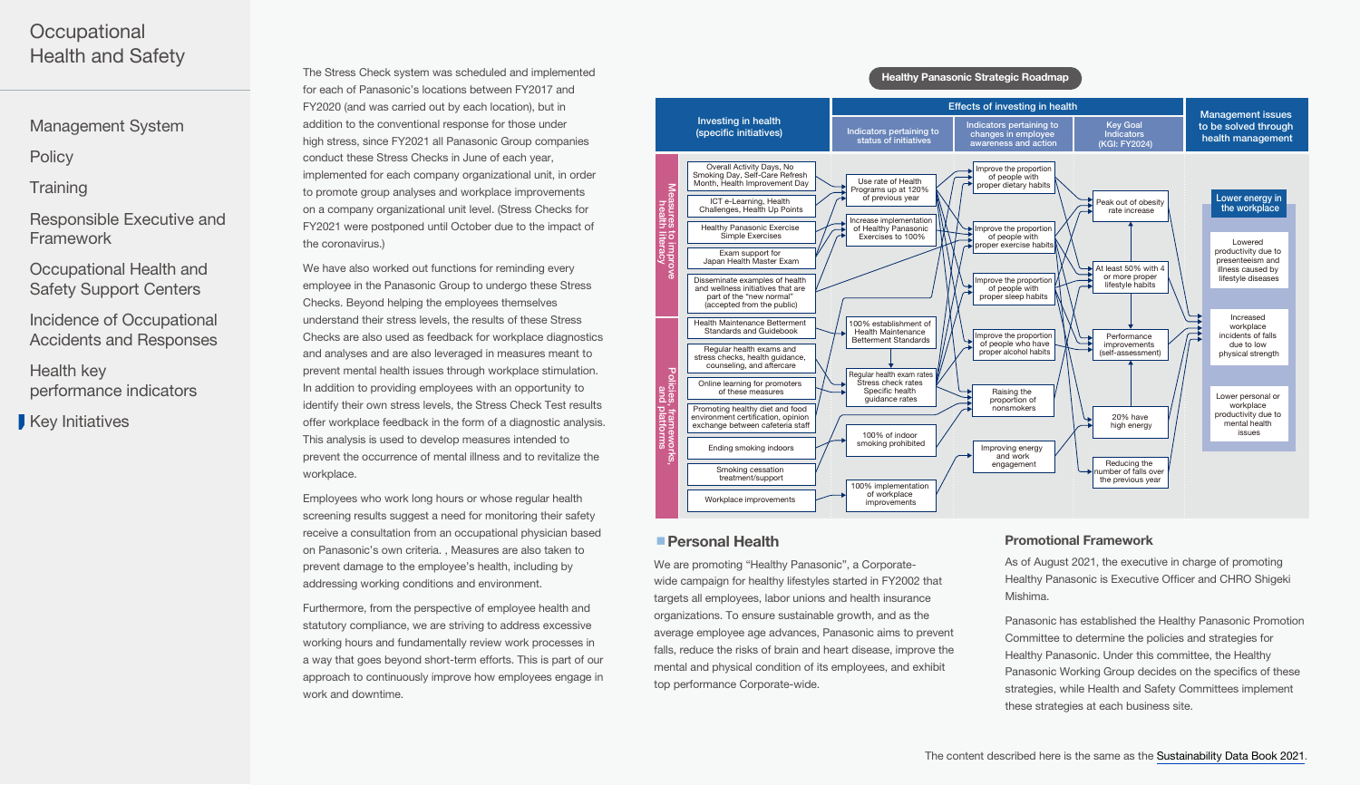The Stress Check system was scheduled and implemented for each of Panasonic's locations between FY2017 and FY2020 (and was carried out by each location), but in addition to the conventional response for those under high stress, since FY2021 all Panasonic Group companies conduct these Stress Checks in June of each year, implemented for each company organizational unit, in order to promote group analyses and workplace improvements on a company organizational unit level. (Stress Checks for FY2021 were postponed until October due to the impact of the coronavirus.)

We have also worked out functions for reminding every employee in the Panasonic Group to undergo these Stress Checks. Beyond helping the employees themselves understand their stress levels, the results of these Stress Checks are also used as feedback for workplace diagnostics and analyses and are also leveraged in measures meant to prevent mental health issues through workplace stimulation. In addition to providing employees with an opportunity to identify their own stress levels, the Stress Check Test results offer workplace feedback in the form of a diagnostic analysis. This analysis is used to develop measures intended to prevent the occurrence of mental illness and to revitalize the workplace.

Employees who work long hours or whose regular health screening results suggest a need for monitoring their safety receive a consultation from an occupational physician based on Panasonic's own criteria. , Measures are also taken to prevent damage to the employee's health, including by addressing working conditions and environment.

Furthermore, from the perspective of employee health and statutory compliance, we are striving to address excessive working hours and fundamentally review work processes in a way that goes beyond short-term efforts. This is part of our approach to continuously improve how employees engage in work and downtime.

**Healthy Panasonic Strategic Roadmap**

| Investing in health (specific initiatives) | | Effects of investing in health: Indicators pertaining to status of initiatives | Effects of investing in health: Indicators pertaining to changes in employee awareness and action | Effects of investing in health: Key Goal Indicators (KGI: FY2024) | Management issues to be solved through health management |
|---|---|---|---|---|---|
| Measures to improve health literacy | Overall Activity Days, No Smoking Day, Self-Care Refresh Month, Health Improvement Day | Use rate of Health Programs up at 120% of previous year | Improve the proportion of people with proper dietary habits | Peak out of obesity rate increase | **Lower energy in the workplace** |
| | ICT e-Learning, Health Challenges, Health Up Points | Increase implementation of Healthy Panasonic Exercises to 100% | Improve the proportion of people with proper exercise habits | At least 50% with 4 or more proper lifestyle habits | Lowered productivity due to presenteeism and illness caused by lifestyle diseases |
| | Healthy Panasonic Exercise Simple Exercises | | Improve the proportion of people with proper sleep habits | Performance improvements (self-assessment) | Increased workplace incidents of falls due to low physical strength |
| | Exam support for Japan Health Master Exam | | Improve the proportion of people who have proper alcohol habits | 20% have high energy | Lower personal or workplace productivity due to mental health issues |
| | Disseminate examples of health and wellness initiatives that are part of the "new normal" (accepted from the public) | | Raising the proportion of nonsmokers | Reducing the number of falls over the previous year | |
| Policies, frameworks, and platforms | Health Maintenance Betterment Standards and Guidebook | 100% establishment of Health Maintenance Betterment Standards | Improving energy and work engagement | | |
| | Regular health exams and stress checks, health guidance, counseling, and aftercare | Regular health exam rates Stress check rates Specific health guidance rates | | | |
| | Online learning for promoters of these measures | | | | |
| | Promoting healthy diet and food environment certification, opinion exchange between cafeteria staff | | | | |
| | Ending smoking indoors | 100% of indoor smoking prohibited | | | |
| | Smoking cessation treatment/support | | | | |
| | Workplace improvements | 100% implementation of workplace improvements | | | |

## Personal Health

We are promoting "Healthy Panasonic", a Corporate-wide campaign for healthy lifestyles started in FY2002 that targets all employees, labor unions and health insurance organizations. To ensure sustainable growth, and as the average employee age advances, Panasonic aims to prevent falls, reduce the risks of brain and heart disease, improve the mental and physical condition of its employees, and exhibit top performance Corporate-wide.

### Promotional Framework

As of August 2021, the executive in charge of promoting Healthy Panasonic is Executive Officer and CHRO Shigeki Mishima.

Panasonic has established the Healthy Panasonic Promotion Committee to determine the policies and strategies for Healthy Panasonic. Under this committee, the Healthy Panasonic Working Group decides on the specifics of these strategies, while Health and Safety Committees implement these strategies at each business site.

The content described here is the same as the Sustainability Data Book 2021.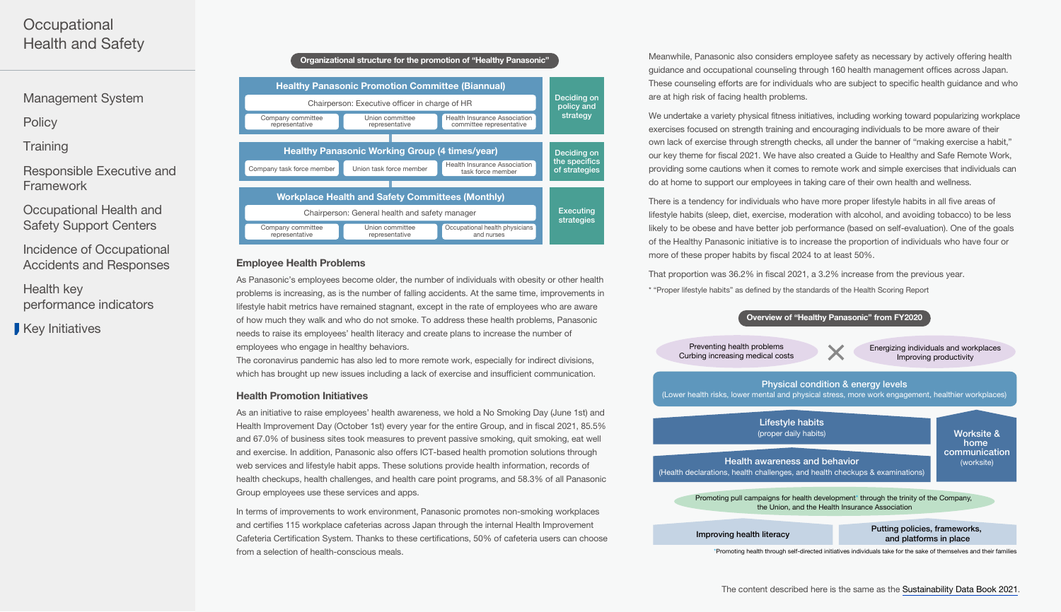Occupational Health and Safety

- Management System
- Policy
- Training
- Responsible Executive and Framework
- Occupational Health and Safety Support Centers
- Incidence of Occupational Accidents and Responses
- Health key performance indicators
- Key Initiatives

Organizational structure for the promotion of "Healthy Panasonic"

Healthy Panasonic Promotion Committee (Biannual)
Chairperson: Executive officer in charge of HR
Company committee representative
Union committee representative
Health Insurance Association committee representative
Deciding on policy and strategy

Healthy Panasonic Working Group (4 times/year)
Company task force member
Union task force member
Health Insurance Association task force member
Deciding on the specifics of strategies

Workplace Health and Safety Committees (Monthly)
Chairperson: General health and safety manager
Company committee representative
Union committee representative
Occupational health physicians and nurses
Executing strategies

### Employee Health Problems

As Panasonic's employees become older, the number of individuals with obesity or other health problems is increasing, as is the number of falling accidents. At the same time, improvements in lifestyle habit metrics have remained stagnant, except in the rate of employees who are aware of how much they walk and who do not smoke. To address these health problems, Panasonic needs to raise its employees' health literacy and create plans to increase the number of employees who engage in healthy behaviors.
The coronavirus pandemic has also led to more remote work, especially for indirect divisions, which has brought up new issues including a lack of exercise and insufficient communication.

### Health Promotion Initiatives

As an initiative to raise employees' health awareness, we hold a No Smoking Day (June 1st) and Health Improvement Day (October 1st) every year for the entire Group, and in fiscal 2021, 85.5% and 67.0% of business sites took measures to prevent passive smoking, quit smoking, eat well and exercise. In addition, Panasonic also offers ICT-based health promotion solutions through web services and lifestyle habit apps. These solutions provide health information, records of health checkups, health challenges, and health care point programs, and 58.3% of all Panasonic Group employees use these services and apps.

In terms of improvements to work environment, Panasonic promotes non-smoking workplaces and certifies 115 workplace cafeterias across Japan through the internal Health Improvement Cafeteria Certification System. Thanks to these certifications, 50% of cafeteria users can choose from a selection of health-conscious meals.

Meanwhile, Panasonic also considers employee safety as necessary by actively offering health guidance and occupational counseling through 160 health management offices across Japan. These counseling efforts are for individuals who are subject to specific health guidance and who are at high risk of facing health problems.

We undertake a variety physical fitness initiatives, including working toward popularizing workplace exercises focused on strength training and encouraging individuals to be more aware of their own lack of exercise through strength checks, all under the banner of "making exercise a habit," our key theme for fiscal 2021. We have also created a Guide to Healthy and Safe Remote Work, providing some cautions when it comes to remote work and simple exercises that individuals can do at home to support our employees in taking care of their own health and wellness.

There is a tendency for individuals who have more proper lifestyle habits in all five areas of lifestyle habits (sleep, diet, exercise, moderation with alcohol, and avoiding tobacco) to be less likely to be obese and have better job performance (based on self-evaluation). One of the goals of the Healthy Panasonic initiative is to increase the proportion of individuals who have four or more of these proper habits by fiscal 2024 to at least 50%.

That proportion was 36.2% in fiscal 2021, a 3.2% increase from the previous year.

* "Proper lifestyle habits" as defined by the standards of the Health Scoring Report

Overview of "Healthy Panasonic" from FY2020

Preventing health problems
Curbing increasing medical costs
×
Energizing individuals and workplaces
Improving productivity

Physical condition & energy levels
(Lower health risks, lower mental and physical stress, more work engagement, healthier workplaces)

Lifestyle habits
(proper daily habits)

Health awareness and behavior
(Health declarations, health challenges, and health checkups & examinations)

Workside & home communication
(worksite)

Promoting pull campaigns for health development* through the trinity of the Company, the Union, and the Health Insurance Association

Improving health literacy

Putting policies, frameworks, and platforms in place

*Promoting health through self-directed initiatives individuals take for the sake of themselves and their families

The content described here is the same as the Sustainability Data Book 2021.